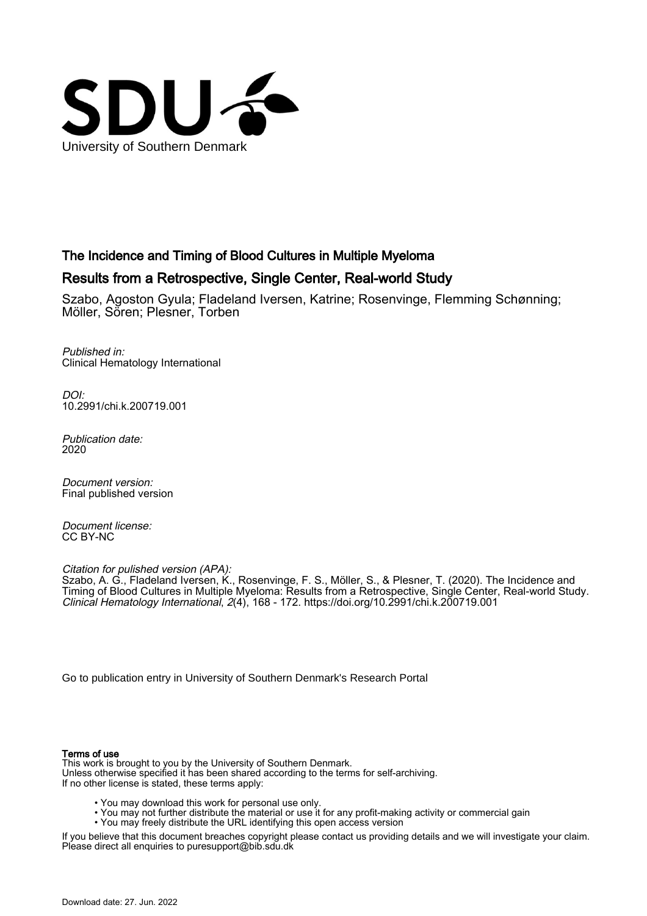University of Southern Denmark

# The Incidence and Timing of Blood Cultures in Multiple Myeloma

## Results from a Retrospective, Single Center, Real-world Study

Szabo, Agoston Gyula; Fladeland Iversen, Katrine; Rosenvinge, Flemming Schønning; Möller, Sören; Plesner, Torben

*Published in:*
Clinical Hematology International

*DOI:*
10.2991/chi.k.200719.001

*Publication date:*
2020

*Document version:*
Final published version

*Document license:*
CC BY-NC

*Citation for pulished version (APA):*
Szabo, A. G., Fladeland Iversen, K., Rosenvinge, F. S., Möller, S., & Plesner, T. (2020). The Incidence and Timing of Blood Cultures in Multiple Myeloma: Results from a Retrospective, Single Center, Real-world Study. *Clinical Hematology International*, *2*(4), 168 - 172. https://doi.org/10.2991/chi.k.200719.001

Go to publication entry in University of Southern Denmark's Research Portal

**Terms of use**

This work is brought to you by the University of Southern Denmark.
Unless otherwise specified it has been shared according to the terms for self-archiving.
If no other license is stated, these terms apply:

- You may download this work for personal use only.
- You may not further distribute the material or use it for any profit-making activity or commercial gain
- You may freely distribute the URL identifying this open access version

If you believe that this document breaches copyright please contact us providing details and we will investigate your claim.
Please direct all enquiries to puresupport@bib.sdu.dk

Download date: 27. Jun. 2022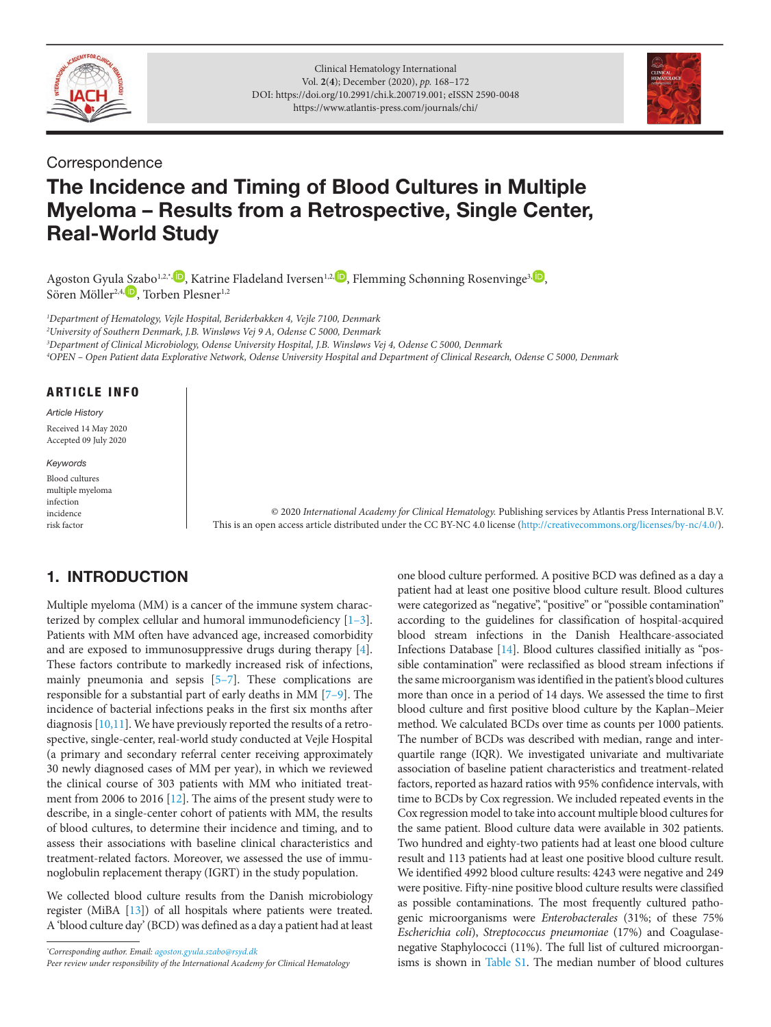Correspondence

# The Incidence and Timing of Blood Cultures in Multiple Myeloma – Results from a Retrospective, Single Center, Real-World Study

Agoston Gyula Szabo[1,2,*], Katrine Fladeland Iversen[1,2], Flemming Schønning Rosenvinge[3], Sören Möller[2,4], Torben Plesner[1,2]

[1]*Department of Hematology, Vejle Hospital, Beriderbakken 4, Vejle 7100, Denmark*
[2]*University of Southern Denmark, J.B. Winsløws Vej 9 A, Odense C 5000, Denmark*
[3]*Department of Clinical Microbiology, Odense University Hospital, J.B. Winsløws Vej 4, Odense C 5000, Denmark*
[4]*OPEN – Open Patient data Explorative Network, Odense University Hospital and Department of Clinical Research, Odense C 5000, Denmark*

**ARTICLE INFO**

*Article History*
Received 14 May 2020
Accepted 09 July 2020

*Keywords*
Blood cultures
multiple myeloma
infection
incidence
risk factor

© 2020 *International Academy for Clinical Hematology.* Publishing services by Atlantis Press International B.V.
This is an open access article distributed under the CC BY-NC 4.0 license (http://creativecommons.org/licenses/by-nc/4.0/).

## 1. INTRODUCTION

Multiple myeloma (MM) is a cancer of the immune system characterized by complex cellular and humoral immunodeficiency [1–3]. Patients with MM often have advanced age, increased comorbidity and are exposed to immunosuppressive drugs during therapy [4]. These factors contribute to markedly increased risk of infections, mainly pneumonia and sepsis [5–7]. These complications are responsible for a substantial part of early deaths in MM [7–9]. The incidence of bacterial infections peaks in the first six months after diagnosis [10,11]. We have previously reported the results of a retrospective, single-center, real-world study conducted at Vejle Hospital (a primary and secondary referral center receiving approximately 30 newly diagnosed cases of MM per year), in which we reviewed the clinical course of 303 patients with MM who initiated treatment from 2006 to 2016 [12]. The aims of the present study were to describe, in a single-center cohort of patients with MM, the results of blood cultures, to determine their incidence and timing, and to assess their associations with baseline clinical characteristics and treatment-related factors. Moreover, we assessed the use of immunoglobulin replacement therapy (IGRT) in the study population.

We collected blood culture results from the Danish microbiology register (MiBA [13]) of all hospitals where patients were treated. A 'blood culture day' (BCD) was defined as a day a patient had at least one blood culture performed. A positive BCD was defined as a day a patient had at least one positive blood culture result. Blood cultures were categorized as "negative", "positive" or "possible contamination" according to the guidelines for classification of hospital-acquired blood stream infections in the Danish Healthcare-associated Infections Database [14]. Blood cultures classified initially as "possible contamination" were reclassified as blood stream infections if the same microorganism was identified in the patient's blood cultures more than once in a period of 14 days. We assessed the time to first blood culture and first positive blood culture by the Kaplan–Meier method. We calculated BCDs over time as counts per 1000 patients. The number of BCDs was described with median, range and interquartile range (IQR). We investigated univariate and multivariate association of baseline patient characteristics and treatment-related factors, reported as hazard ratios with 95% confidence intervals, with time to BCDs by Cox regression. We included repeated events in the Cox regression model to take into account multiple blood cultures for the same patient. Blood culture data were available in 302 patients. Two hundred and eighty-two patients had at least one blood culture result and 113 patients had at least one positive blood culture result. We identified 4992 blood culture results: 4243 were negative and 249 were positive. Fifty-nine positive blood culture results were classified as possible contaminations. The most frequently cultured pathogenic microorganisms were *Enterobacterales* (31%; of these 75% *Escherichia coli*), *Streptococcus pneumoniae* (17%) and Coagulase-negative Staphylococci (11%). The full list of cultured microorganisms is shown in Table S1. The median number of blood cultures

*Corresponding author. Email: agoston.gyula.szabo@rsyd.dk
*Peer review under responsibility of the International Academy for Clinical Hematology*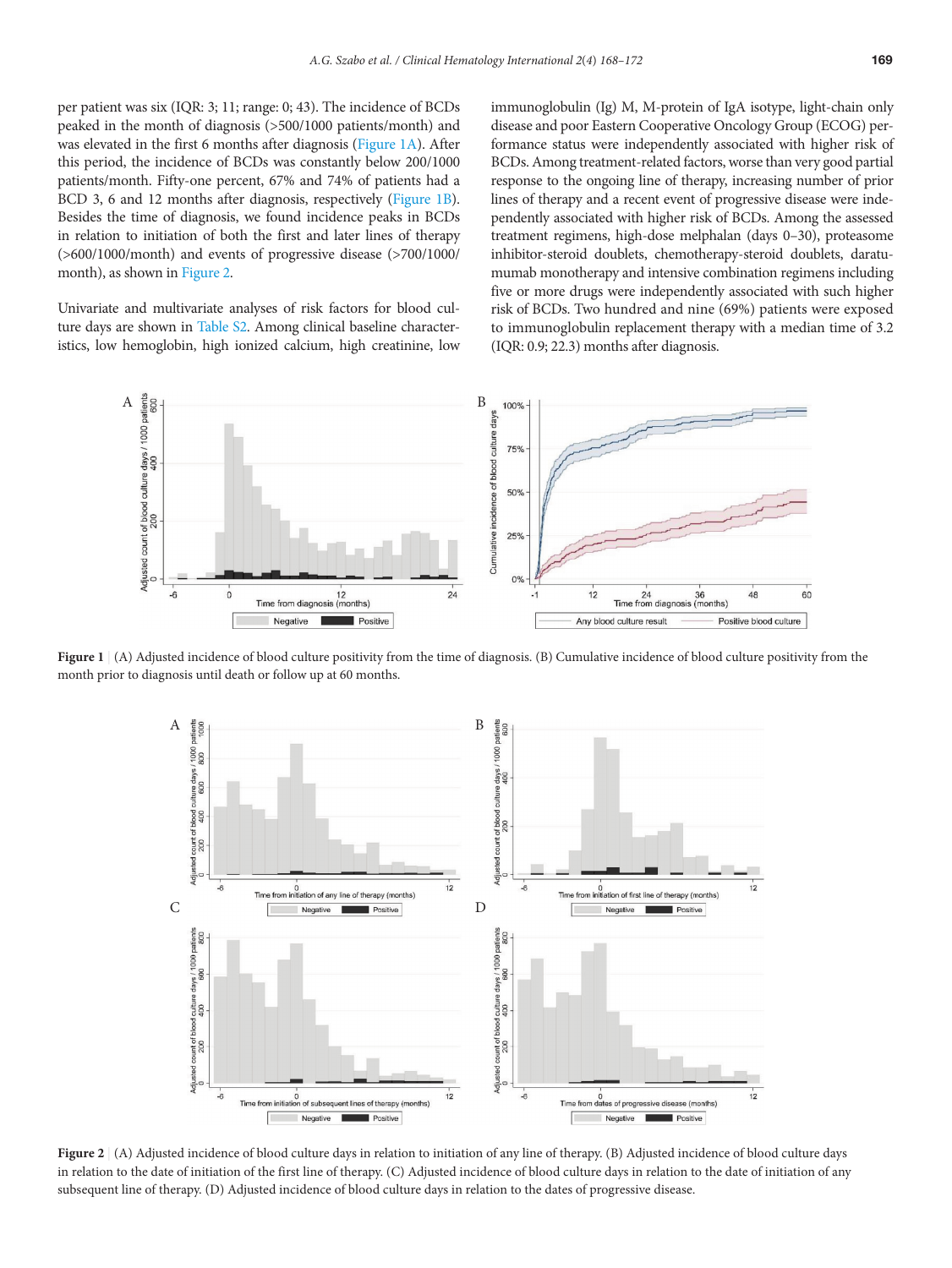per patient was six (IQR: 3; 11; range: 0; 43). The incidence of BCDs peaked in the month of diagnosis (>500/1000 patients/month) and was elevated in the first 6 months after diagnosis (Figure 1A). After this period, the incidence of BCDs was constantly below 200/1000 patients/month. Fifty-one percent, 67% and 74% of patients had a BCD 3, 6 and 12 months after diagnosis, respectively (Figure 1B). Besides the time of diagnosis, we found incidence peaks in BCDs in relation to initiation of both the first and later lines of therapy (>600/1000/month) and events of progressive disease (>700/1000/month), as shown in Figure 2.

Univariate and multivariate analyses of risk factors for blood culture days are shown in Table S2. Among clinical baseline characteristics, low hemoglobin, high ionized calcium, high creatinine, low immunoglobulin (Ig) M, M-protein of IgA isotype, light-chain only disease and poor Eastern Cooperative Oncology Group (ECOG) performance status were independently associated with higher risk of BCDs. Among treatment-related factors, worse than very good partial response to the ongoing line of therapy, increasing number of prior lines of therapy and a recent event of progressive disease were independently associated with higher risk of BCDs. Among the assessed treatment regimens, high-dose melphalan (days 0–30), proteasome inhibitor-steroid doublets, chemotherapy-steroid doublets, daratumumab monotherapy and intensive combination regimens including five or more drugs were independently associated with such higher risk of BCDs. Two hundred and nine (69%) patients were exposed to immunoglobulin replacement therapy with a median time of 3.2 (IQR: 0.9; 22.3) months after diagnosis.

**Figure 1** | (A) Adjusted incidence of blood culture positivity from the time of diagnosis. (B) Cumulative incidence of blood culture positivity from the month prior to diagnosis until death or follow up at 60 months.

**Figure 2** | (A) Adjusted incidence of blood culture days in relation to initiation of any line of therapy. (B) Adjusted incidence of blood culture days in relation to the date of initiation of the first line of therapy. (C) Adjusted incidence of blood culture days in relation to the date of initiation of any subsequent line of therapy. (D) Adjusted incidence of blood culture days in relation to the dates of progressive disease.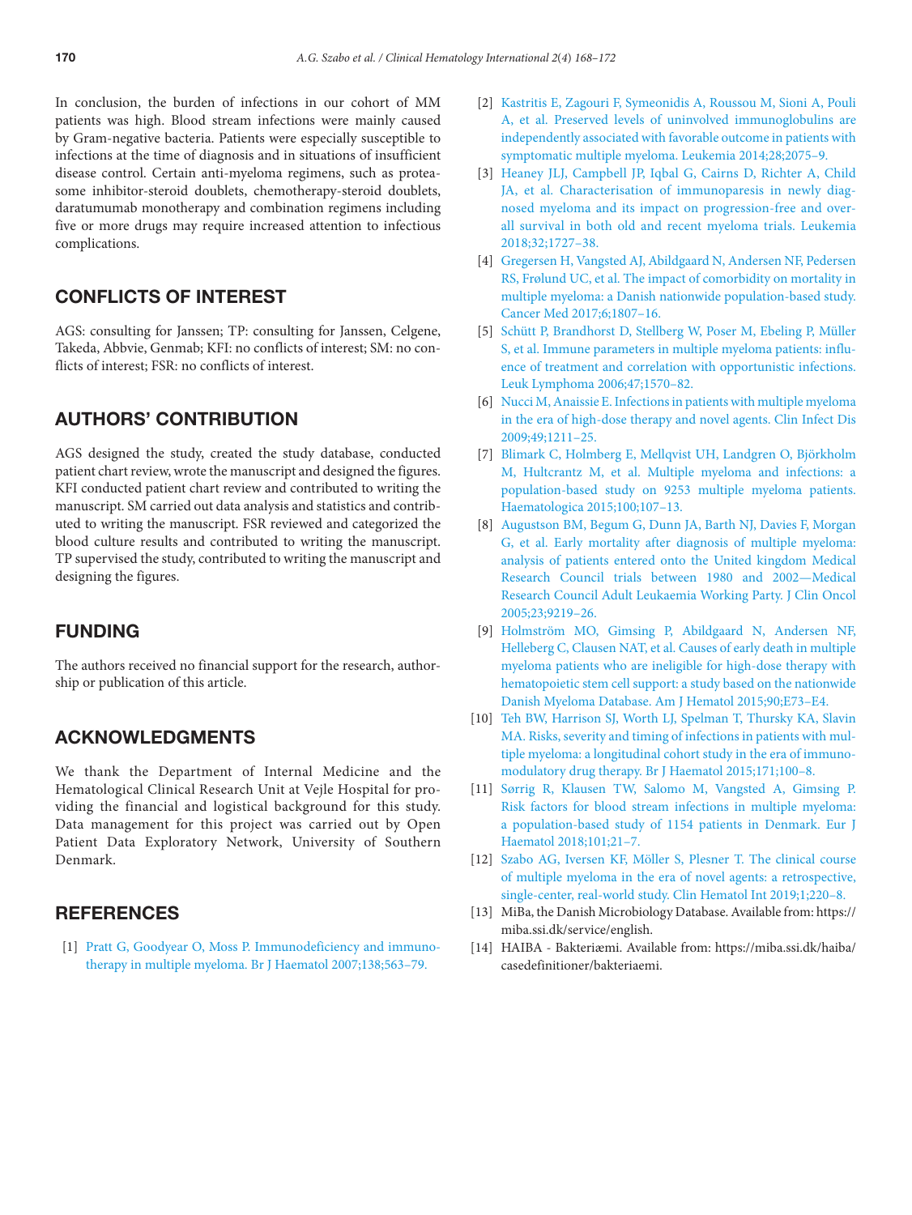In conclusion, the burden of infections in our cohort of MM patients was high. Blood stream infections were mainly caused by Gram-negative bacteria. Patients were especially susceptible to infections at the time of diagnosis and in situations of insufficient disease control. Certain anti-myeloma regimens, such as proteasome inhibitor-steroid doublets, chemotherapy-steroid doublets, daratumumab monotherapy and combination regimens including five or more drugs may require increased attention to infectious complications.

## CONFLICTS OF INTEREST

AGS: consulting for Janssen; TP: consulting for Janssen, Celgene, Takeda, Abbvie, Genmab; KFI: no conflicts of interest; SM: no conflicts of interest; FSR: no conflicts of interest.

## AUTHORS' CONTRIBUTION

AGS designed the study, created the study database, conducted patient chart review, wrote the manuscript and designed the figures. KFI conducted patient chart review and contributed to writing the manuscript. SM carried out data analysis and statistics and contributed to writing the manuscript. FSR reviewed and categorized the blood culture results and contributed to writing the manuscript. TP supervised the study, contributed to writing the manuscript and designing the figures.

## FUNDING

The authors received no financial support for the research, authorship or publication of this article.

## ACKNOWLEDGMENTS

We thank the Department of Internal Medicine and the Hematological Clinical Research Unit at Vejle Hospital for providing the financial and logistical background for this study. Data management for this project was carried out by Open Patient Data Exploratory Network, University of Southern Denmark.

## REFERENCES

[1] Pratt G, Goodyear O, Moss P. Immunodeficiency and immunotherapy in multiple myeloma. Br J Haematol 2007;138;563–79.

[2] Kastritis E, Zagouri F, Symeonidis A, Roussou M, Sioni A, Pouli A, et al. Preserved levels of uninvolved immunoglobulins are independently associated with favorable outcome in patients with symptomatic multiple myeloma. Leukemia 2014;28;2075–9.

[3] Heaney JLJ, Campbell JP, Iqbal G, Cairns D, Richter A, Child JA, et al. Characterisation of immunoparesis in newly diagnosed myeloma and its impact on progression-free and overall survival in both old and recent myeloma trials. Leukemia 2018;32;1727–38.

[4] Gregersen H, Vangsted AJ, Abildgaard N, Andersen NF, Pedersen RS, Frølund UC, et al. The impact of comorbidity on mortality in multiple myeloma: a Danish nationwide population-based study. Cancer Med 2017;6;1807–16.

[5] Schütt P, Brandhorst D, Stellberg W, Poser M, Ebeling P, Müller S, et al. Immune parameters in multiple myeloma patients: influence of treatment and correlation with opportunistic infections. Leuk Lymphoma 2006;47;1570–82.

[6] Nucci M, Anaissie E. Infections in patients with multiple myeloma in the era of high-dose therapy and novel agents. Clin Infect Dis 2009;49;1211–25.

[7] Blimark C, Holmberg E, Mellqvist UH, Landgren O, Björkholm M, Hultcrantz M, et al. Multiple myeloma and infections: a population-based study on 9253 multiple myeloma patients. Haematologica 2015;100;107–13.

[8] Augustson BM, Begum G, Dunn JA, Barth NJ, Davies F, Morgan G, et al. Early mortality after diagnosis of multiple myeloma: analysis of patients entered onto the United kingdom Medical Research Council trials between 1980 and 2002—Medical Research Council Adult Leukaemia Working Party. J Clin Oncol 2005;23;9219–26.

[9] Holmström MO, Gimsing P, Abildgaard N, Andersen NF, Helleberg C, Clausen NAT, et al. Causes of early death in multiple myeloma patients who are ineligible for high-dose therapy with hematopoietic stem cell support: a study based on the nationwide Danish Myeloma Database. Am J Hematol 2015;90;E73–E4.

[10] Teh BW, Harrison SJ, Worth LJ, Spelman T, Thursky KA, Slavin MA. Risks, severity and timing of infections in patients with multiple myeloma: a longitudinal cohort study in the era of immunomodulatory drug therapy. Br J Haematol 2015;171;100–8.

[11] Sørrig R, Klausen TW, Salomo M, Vangsted A, Gimsing P. Risk factors for blood stream infections in multiple myeloma: a population-based study of 1154 patients in Denmark. Eur J Haematol 2018;101;21–7.

[12] Szabo AG, Iversen KF, Möller S, Plesner T. The clinical course of multiple myeloma in the era of novel agents: a retrospective, single-center, real-world study. Clin Hematol Int 2019;1;220–8.

[13] MiBa, the Danish Microbiology Database. Available from: https://miba.ssi.dk/service/english.

[14] HAIBA - Bakteriæmi. Available from: https://miba.ssi.dk/haiba/casedefinitioner/bakteriaemi.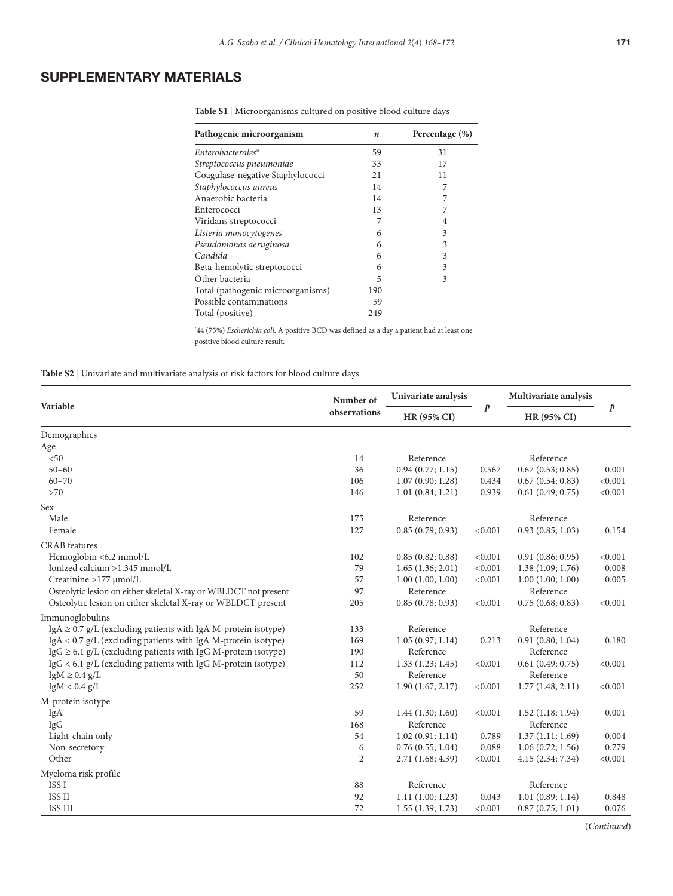## SUPPLEMENTARY MATERIALS

**Table S1** | Microorganisms cultured on positive blood culture days

| Pathogenic microorganism | *n* | Percentage (%) |
|---|---|---|
| *Enterobacterales** | 59 | 31 |
| *Streptococcus pneumoniae* | 33 | 17 |
| Coagulase-negative Staphylococci | 21 | 11 |
| *Staphylococcus aureus* | 14 | 7 |
| Anaerobic bacteria | 14 | 7 |
| Enterococci | 13 | 7 |
| Viridans streptococci | 7 | 4 |
| *Listeria monocytogenes* | 6 | 3 |
| *Pseudomonas aeruginosa* | 6 | 3 |
| *Candida* | 6 | 3 |
| Beta-hemolytic streptococci | 6 | 3 |
| Other bacteria | 5 | 3 |
| Total (pathogenic microorganisms) | 190 | |
| Possible contaminations | 59 | |
| Total (positive) | 249 | |

*44 (75%) *Escherichia coli*. A positive BCD was defined as a day a patient had at least one positive blood culture result.

**Table S2** | Univariate and multivariate analysis of risk factors for blood culture days

| Variable | Number of observations | Univariate analysis | | Multivariate analysis | |
|---|---|---|---|---|---|
| | | HR (95% CI) | *p* | HR (95% CI) | *p* |
| Demographics | | | | | |
| Age | | | | | |
| <50 | 14 | Reference | | Reference | |
| 50–60 | 36 | 0.94 (0.77; 1.15) | 0.567 | 0.67 (0.53; 0.85) | 0.001 |
| 60–70 | 106 | 1.07 (0.90; 1.28) | 0.434 | 0.67 (0.54; 0.83) | <0.001 |
| >70 | 146 | 1.01 (0.84; 1.21) | 0.939 | 0.61 (0.49; 0.75) | <0.001 |
| Sex | | | | | |
| Male | 175 | Reference | | Reference | |
| Female | 127 | 0.85 (0.79; 0.93) | <0.001 | 0.93 (0.85; 1.03) | 0.154 |
| CRAB features | | | | | |
| Hemoglobin <6.2 mmol/L | 102 | 0.85 (0.82; 0.88) | <0.001 | 0.91 (0.86; 0.95) | <0.001 |
| Ionized calcium >1.345 mmol/L | 79 | 1.65 (1.36; 2.01) | <0.001 | 1.38 (1.09; 1.76) | 0.008 |
| Creatinine >177 µmol/L | 57 | 1.00 (1.00; 1.00) | <0.001 | 1.00 (1.00; 1.00) | 0.005 |
| Osteolytic lesion on either skeletal X-ray or WBLDCT not present | 97 | Reference | | Reference | |
| Osteolytic lesion on either skeletal X-ray or WBLDCT present | 205 | 0.85 (0.78; 0.93) | <0.001 | 0.75 (0.68; 0.83) | <0.001 |
| Immunoglobulins | | | | | |
| IgA ≥ 0.7 g/L (excluding patients with IgA M-protein isotype) | 133 | Reference | | Reference | |
| IgA < 0.7 g/L (excluding patients with IgA M-protein isotype) | 169 | 1.05 (0.97; 1.14) | 0.213 | 0.91 (0.80; 1.04) | 0.180 |
| IgG ≥ 6.1 g/L (excluding patients with IgG M-protein isotype) | 190 | Reference | | Reference | |
| IgG < 6.1 g/L (excluding patients with IgG M-protein isotype) | 112 | 1.33 (1.23; 1.45) | <0.001 | 0.61 (0.49; 0.75) | <0.001 |
| IgM ≥ 0.4 g/L | 50 | Reference | | Reference | |
| IgM < 0.4 g/L | 252 | 1.90 (1.67; 2.17) | <0.001 | 1.77 (1.48; 2.11) | <0.001 |
| M-protein isotype | | | | | |
| IgA | 59 | 1.44 (1.30; 1.60) | <0.001 | 1.52 (1.18; 1.94) | 0.001 |
| IgG | 168 | Reference | | Reference | |
| Light-chain only | 54 | 1.02 (0.91; 1.14) | 0.789 | 1.37 (1.11; 1.69) | 0.004 |
| Non-secretory | 6 | 0.76 (0.55; 1.04) | 0.088 | 1.06 (0.72; 1.56) | 0.779 |
| Other | 2 | 2.71 (1.68; 4.39) | <0.001 | 4.15 (2.34; 7.34) | <0.001 |
| Myeloma risk profile | | | | | |
| ISS I | 88 | Reference | | Reference | |
| ISS II | 92 | 1.11 (1.00; 1.23) | 0.043 | 1.01 (0.89; 1.14) | 0.848 |
| ISS III | 72 | 1.55 (1.39; 1.73) | <0.001 | 0.87 (0.75; 1.01) | 0.076 |

(*Continued*)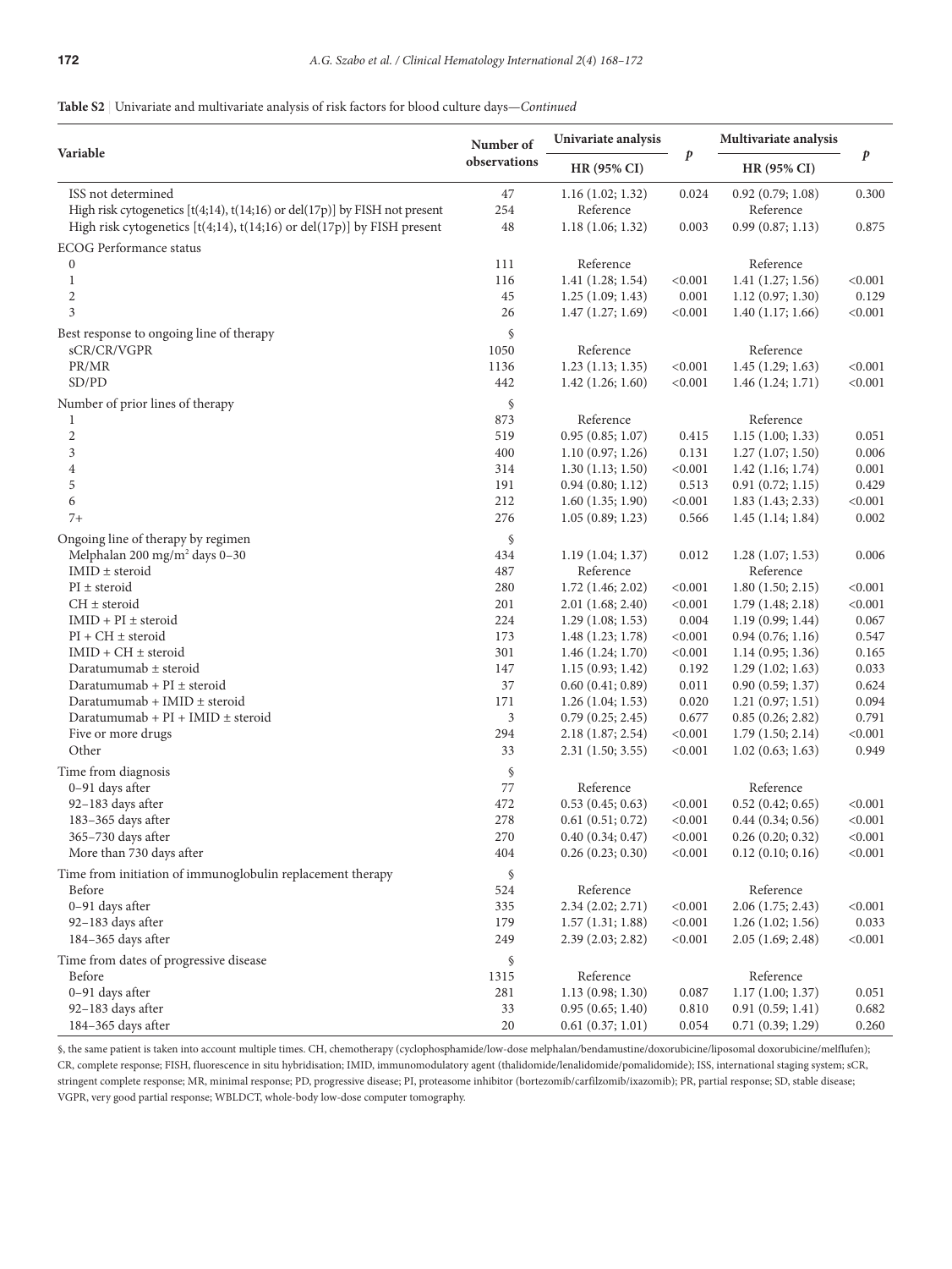**Table S2** | Univariate and multivariate analysis of risk factors for blood culture days—*Continued*

| Variable | Number of observations | Univariate analysis | | Multivariate analysis | |
|---|---|---|---|---|---|
| | | HR (95% CI) | *p* | HR (95% CI) | *p* |
| ISS not determined | 47 | 1.16 (1.02; 1.32) | 0.024 | 0.92 (0.79; 1.08) | 0.300 |
| High risk cytogenetics [t(4;14), t(14;16) or del(17p)] by FISH not present | 254 | Reference | | Reference | |
| High risk cytogenetics [t(4;14), t(14;16) or del(17p)] by FISH present | 48 | 1.18 (1.06; 1.32) | 0.003 | 0.99 (0.87; 1.13) | 0.875 |
| ECOG Performance status | | | | | |
| 0 | 111 | Reference | | Reference | |
| 1 | 116 | 1.41 (1.28; 1.54) | <0.001 | 1.41 (1.27; 1.56) | <0.001 |
| 2 | 45 | 1.25 (1.09; 1.43) | 0.001 | 1.12 (0.97; 1.30) | 0.129 |
| 3 | 26 | 1.47 (1.27; 1.69) | <0.001 | 1.40 (1.17; 1.66) | <0.001 |
| Best response to ongoing line of therapy | § | | | | |
| sCR/CR/VGPR | 1050 | Reference | | Reference | |
| PR/MR | 1136 | 1.23 (1.13; 1.35) | <0.001 | 1.45 (1.29; 1.63) | <0.001 |
| SD/PD | 442 | 1.42 (1.26; 1.60) | <0.001 | 1.46 (1.24; 1.71) | <0.001 |
| Number of prior lines of therapy | § | | | | |
| 1 | 873 | Reference | | Reference | |
| 2 | 519 | 0.95 (0.85; 1.07) | 0.415 | 1.15 (1.00; 1.33) | 0.051 |
| 3 | 400 | 1.10 (0.97; 1.26) | 0.131 | 1.27 (1.07; 1.50) | 0.006 |
| 4 | 314 | 1.30 (1.13; 1.50) | <0.001 | 1.42 (1.16; 1.74) | 0.001 |
| 5 | 191 | 0.94 (0.80; 1.12) | 0.513 | 0.91 (0.72; 1.15) | 0.429 |
| 6 | 212 | 1.60 (1.35; 1.90) | <0.001 | 1.83 (1.43; 2.33) | <0.001 |
| 7+ | 276 | 1.05 (0.89; 1.23) | 0.566 | 1.45 (1.14; 1.84) | 0.002 |
| Ongoing line of therapy by regimen | § | | | | |
| Melphalan 200 mg/m$^2$ days 0–30 | 434 | 1.19 (1.04; 1.37) | 0.012 | 1.28 (1.07; 1.53) | 0.006 |
| IMID ± steroid | 487 | Reference | | Reference | |
| PI ± steroid | 280 | 1.72 (1.46; 2.02) | <0.001 | 1.80 (1.50; 2.15) | <0.001 |
| CH ± steroid | 201 | 2.01 (1.68; 2.40) | <0.001 | 1.79 (1.48; 2.18) | <0.001 |
| IMID + PI ± steroid | 224 | 1.29 (1.08; 1.53) | 0.004 | 1.19 (0.99; 1.44) | 0.067 |
| PI + CH ± steroid | 173 | 1.48 (1.23; 1.78) | <0.001 | 0.94 (0.76; 1.16) | 0.547 |
| IMID + CH ± steroid | 301 | 1.46 (1.24; 1.70) | <0.001 | 1.14 (0.95; 1.36) | 0.165 |
| Daratumumab ± steroid | 147 | 1.15 (0.93; 1.42) | 0.192 | 1.29 (1.02; 1.63) | 0.033 |
| Daratumumab + PI ± steroid | 37 | 0.60 (0.41; 0.89) | 0.011 | 0.90 (0.59; 1.37) | 0.624 |
| Daratumumab + IMID ± steroid | 171 | 1.26 (1.04; 1.53) | 0.020 | 1.21 (0.97; 1.51) | 0.094 |
| Daratumumab + PI + IMID ± steroid | 3 | 0.79 (0.25; 2.45) | 0.677 | 0.85 (0.26; 2.82) | 0.791 |
| Five or more drugs | 294 | 2.18 (1.87; 2.54) | <0.001 | 1.79 (1.50; 2.14) | <0.001 |
| Other | 33 | 2.31 (1.50; 3.55) | <0.001 | 1.02 (0.63; 1.63) | 0.949 |
| Time from diagnosis | § | | | | |
| 0–91 days after | 77 | Reference | | Reference | |
| 92–183 days after | 472 | 0.53 (0.45; 0.63) | <0.001 | 0.52 (0.42; 0.65) | <0.001 |
| 183–365 days after | 278 | 0.61 (0.51; 0.72) | <0.001 | 0.44 (0.34; 0.56) | <0.001 |
| 365–730 days after | 270 | 0.40 (0.34; 0.47) | <0.001 | 0.26 (0.20; 0.32) | <0.001 |
| More than 730 days after | 404 | 0.26 (0.23; 0.30) | <0.001 | 0.12 (0.10; 0.16) | <0.001 |
| Time from initiation of immunoglobulin replacement therapy | § | | | | |
| Before | 524 | Reference | | Reference | |
| 0–91 days after | 335 | 2.34 (2.02; 2.71) | <0.001 | 2.06 (1.75; 2.43) | <0.001 |
| 92–183 days after | 179 | 1.57 (1.31; 1.88) | <0.001 | 1.26 (1.02; 1.56) | 0.033 |
| 184–365 days after | 249 | 2.39 (2.03; 2.82) | <0.001 | 2.05 (1.69; 2.48) | <0.001 |
| Time from dates of progressive disease | § | | | | |
| Before | 1315 | Reference | | Reference | |
| 0–91 days after | 281 | 1.13 (0.98; 1.30) | 0.087 | 1.17 (1.00; 1.37) | 0.051 |
| 92–183 days after | 33 | 0.95 (0.65; 1.40) | 0.810 | 0.91 (0.59; 1.41) | 0.682 |
| 184–365 days after | 20 | 0.61 (0.37; 1.01) | 0.054 | 0.71 (0.39; 1.29) | 0.260 |

§, the same patient is taken into account multiple times. CH, chemotherapy (cyclophosphamide/low-dose melphalan/bendamustine/doxorubicine/liposomal doxorubicine/melflufen); CR, complete response; FISH, fluorescence in situ hybridisation; IMID, immunomodulatory agent (thalidomide/lenalidomide/pomalidomide); ISS, international staging system; sCR, stringent complete response; MR, minimal response; PD, progressive disease; PI, proteasome inhibitor (bortezomib/carfilzomib/ixazomib); PR, partial response; SD, stable disease; VGPR, very good partial response; WBLDCT, whole-body low-dose computer tomography.